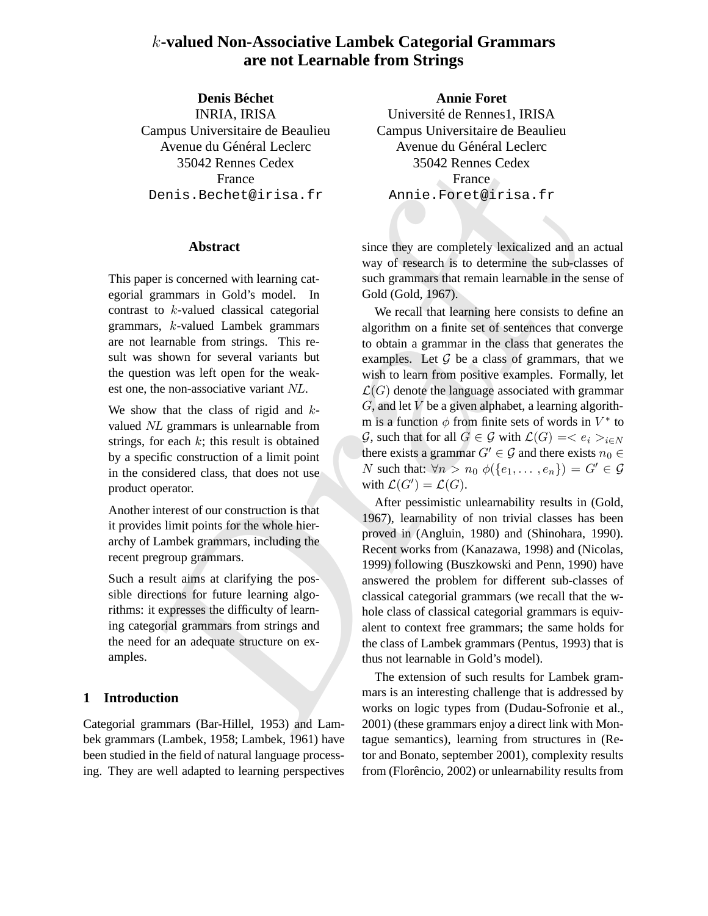# $k$-valued Non-Associative Lambek Categorial Grammars are not Learnable from Strings

**Denis Béchet**
INRIA, IRISA
Campus Universitaire de Beaulieu
Avenue du Général Leclerc
35042 Rennes Cedex
France
Denis.Bechet@irisa.fr

**Annie Foret**
Université de Rennes1, IRISA
Campus Universitaire de Beaulieu
Avenue du Général Leclerc
35042 Rennes Cedex
France
Annie.Foret@irisa.fr

## Abstract

This paper is concerned with learning categorial grammars in Gold's model. In contrast to $k$-valued classical categorial grammars, $k$-valued Lambek grammars are not learnable from strings. This result was shown for several variants but the question was left open for the weakest one, the non-associative variant $NL$.

We show that the class of rigid and $k$-valued $NL$ grammars is unlearnable from strings, for each $k$; this result is obtained by a specific construction of a limit point in the considered class, that does not use product operator.

Another interest of our construction is that it provides limit points for the whole hierarchy of Lambek grammars, including the recent pregroup grammars.

Such a result aims at clarifying the possible directions for future learning algorithms: it expresses the difficulty of learning categorial grammars from strings and the need for an adequate structure on examples.

## 1 Introduction

Categorial grammars (Bar-Hillel, 1953) and Lambek grammars (Lambek, 1958; Lambek, 1961) have been studied in the field of natural language processing. They are well adapted to learning perspectives since they are completely lexicalized and an actual way of research is to determine the sub-classes of such grammars that remain learnable in the sense of Gold (Gold, 1967).

We recall that learning here consists to define an algorithm on a finite set of sentences that converge to obtain a grammar in the class that generates the examples. Let $\mathcal{G}$ be a class of grammars, that we wish to learn from positive examples. Formally, let $\mathcal{L}(G)$ denote the language associated with grammar $G$, and let $V$ be a given alphabet, a learning algorithm is a function $\phi$ from finite sets of words in $V^*$ to $\mathcal{G}$, such that for all $G \in \mathcal{G}$ with $\mathcal{L}(G) = < e_i >_{i \in N}$ there exists a grammar $G' \in \mathcal{G}$ and there exists $n_0 \in N$ such that: $\forall n > n_0$ $\phi(\{e_1, \ldots, e_n\}) = G' \in \mathcal{G}$ with $\mathcal{L}(G') = \mathcal{L}(G)$.

After pessimistic unlearnability results in (Gold, 1967), learnability of non trivial classes has been proved in (Angluin, 1980) and (Shinohara, 1990). Recent works from (Kanazawa, 1998) and (Nicolas, 1999) following (Buszkowski and Penn, 1990) have answered the problem for different sub-classes of classical categorial grammars (we recall that the whole class of classical categorial grammars is equivalent to context free grammars; the same holds for the class of Lambek grammars (Pentus, 1993) that is thus not learnable in Gold's model).

The extension of such results for Lambek grammars is an interesting challenge that is addressed by works on logic types from (Dudau-Sofronie et al., 2001) (these grammars enjoy a direct link with Montague semantics), learning from structures in (Retor and Bonato, september 2001), complexity results from (Florêncio, 2002) or unlearnability results from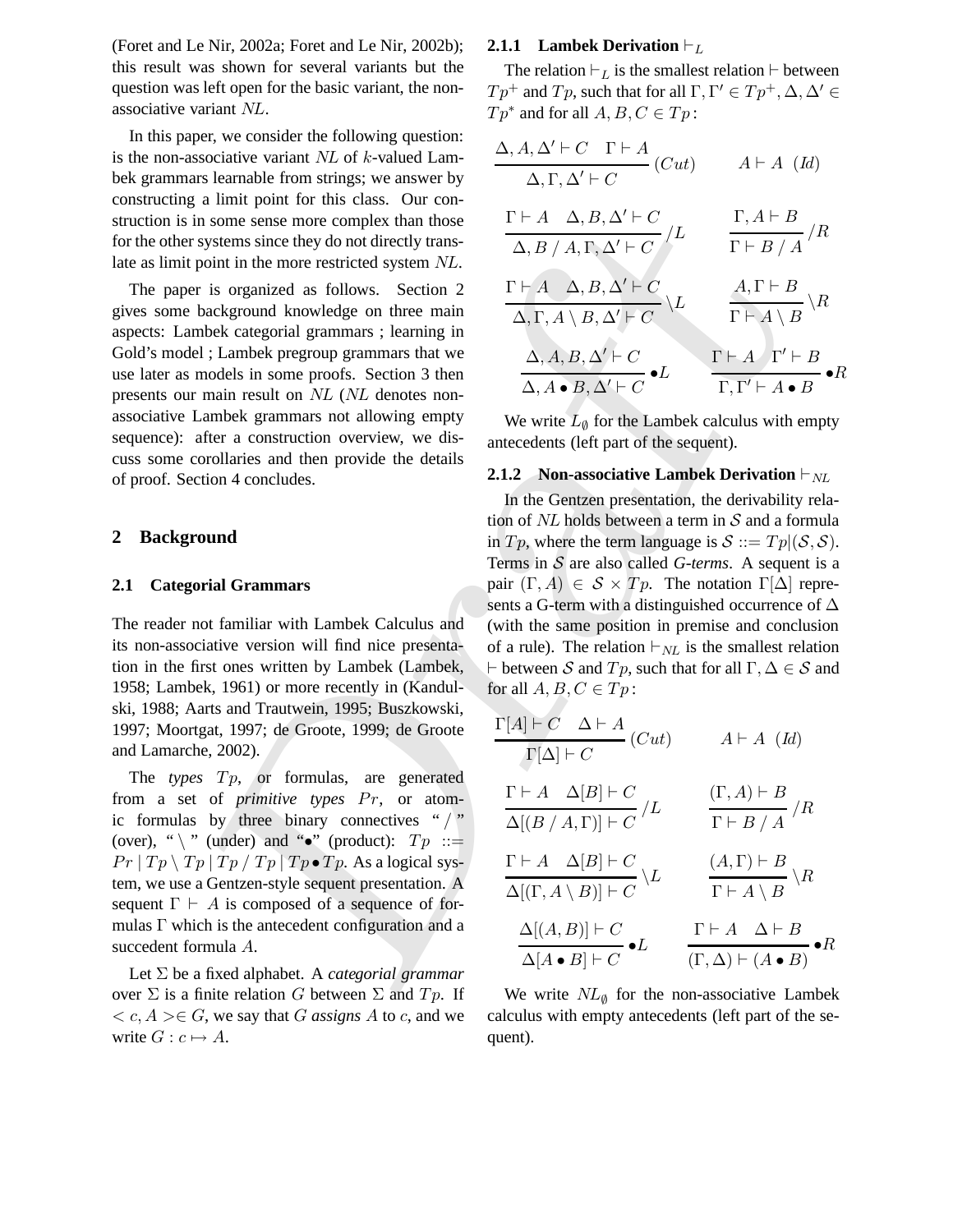(Foret and Le Nir, 2002a; Foret and Le Nir, 2002b); this result was shown for several variants but the question was left open for the basic variant, the non-associative variant $NL$.

In this paper, we consider the following question: is the non-associative variant $NL$ of $k$-valued Lambek grammars learnable from strings; we answer by constructing a limit point for this class. Our construction is in some sense more complex than those for the other systems since they do not directly translate as limit point in the more restricted system $NL$.

The paper is organized as follows. Section 2 gives some background knowledge on three main aspects: Lambek categorial grammars ; learning in Gold's model ; Lambek pregroup grammars that we use later as models in some proofs. Section 3 then presents our main result on $NL$ ($NL$ denotes non-associative Lambek grammars not allowing empty sequence): after a construction overview, we discuss some corollaries and then provide the details of proof. Section 4 concludes.

## 2 Background

### 2.1 Categorial Grammars

The reader not familiar with Lambek Calculus and its non-associative version will find nice presentation in the first ones written by Lambek (Lambek, 1958; Lambek, 1961) or more recently in (Kandulski, 1988; Aarts and Trautwein, 1995; Buszkowski, 1997; Moortgat, 1997; de Groote, 1999; de Groote and Lamarche, 2002).

The *types* $Tp$, or formulas, are generated from a set of *primitive types* $Pr$, or atomic formulas by three binary connectives "$/$" (over), "$\backslash$" (under) and "$\bullet$" (product): $Tp ::= Pr \mid Tp \backslash Tp \mid Tp / Tp \mid Tp \bullet Tp$. As a logical system, we use a Gentzen-style sequent presentation. A sequent $\Gamma \vdash A$ is composed of a sequence of formulas $\Gamma$ which is the antecedent configuration and a succedent formula $A$.

Let $\Sigma$ be a fixed alphabet. A *categorial grammar* over $\Sigma$ is a finite relation $G$ between $\Sigma$ and $Tp$. If $< c, A > \in G$, we say that $G$ *assigns* $A$ to $c$, and we write $G : c \mapsto A$.

#### 2.1.1 Lambek Derivation $\vdash_L$

The relation $\vdash_L$ is the smallest relation $\vdash$ between $Tp^+$ and $Tp$, such that for all $\Gamma, \Gamma' \in Tp^+, \Delta, \Delta' \in Tp^*$ and for all $A, B, C \in Tp$ :

$$\frac{\Delta, A, \Delta' \vdash C \quad \Gamma \vdash A}{\Delta, \Gamma, \Delta' \vdash C}\,(Cut) \qquad A \vdash A \ \ (Id)$$

$$\frac{\Gamma \vdash A \quad \Delta, B, \Delta' \vdash C}{\Delta, B / A, \Gamma, \Delta' \vdash C}\,/L \qquad \frac{\Gamma, A \vdash B}{\Gamma \vdash B / A}\,/R$$

$$\frac{\Gamma \vdash A \quad \Delta, B, \Delta' \vdash C}{\Delta, \Gamma, A \backslash B, \Delta' \vdash C}\,\backslash L \qquad \frac{A, \Gamma \vdash B}{\Gamma \vdash A \backslash B}\,\backslash R$$

$$\frac{\Delta, A, B, \Delta' \vdash C}{\Delta, A \bullet B, \Delta' \vdash C}\,\bullet L \qquad \frac{\Gamma \vdash A \quad \Gamma' \vdash B}{\Gamma, \Gamma' \vdash A \bullet B}\,\bullet R$$

We write $L_\emptyset$ for the Lambek calculus with empty antecedents (left part of the sequent).

#### 2.1.2 Non-associative Lambek Derivation $\vdash_{NL}$

In the Gentzen presentation, the derivability relation of $NL$ holds between a term in $\mathcal{S}$ and a formula in $Tp$, where the term language is $\mathcal{S} ::= Tp | (\mathcal{S}, \mathcal{S})$. Terms in $\mathcal{S}$ are also called *G-terms*. A sequent is a pair $(\Gamma, A) \in \mathcal{S} \times Tp$. The notation $\Gamma[\Delta]$ represents a G-term with a distinguished occurrence of $\Delta$ (with the same position in premise and conclusion of a rule). The relation $\vdash_{NL}$ is the smallest relation $\vdash$ between $\mathcal{S}$ and $Tp$, such that for all $\Gamma, \Delta \in \mathcal{S}$ and for all $A, B, C \in Tp$ :

$$\frac{\Gamma[A] \vdash C \quad \Delta \vdash A}{\Gamma[\Delta] \vdash C}\,(Cut) \qquad A \vdash A \ \ (Id)$$

$$\frac{\Gamma \vdash A \quad \Delta[B] \vdash C}{\Delta[(B / A, \Gamma)] \vdash C}\,/L \qquad \frac{(\Gamma, A) \vdash B}{\Gamma \vdash B / A}\,/R$$

$$\frac{\Gamma \vdash A \quad \Delta[B] \vdash C}{\Delta[(\Gamma, A \backslash B)] \vdash C}\,\backslash L \qquad \frac{(A, \Gamma) \vdash B}{\Gamma \vdash A \backslash B}\,\backslash R$$

$$\frac{\Delta[(A, B)] \vdash C}{\Delta[A \bullet B] \vdash C}\,\bullet L \qquad \frac{\Gamma \vdash A \quad \Delta \vdash B}{(\Gamma, \Delta) \vdash (A \bullet B)}\,\bullet R$$

We write $NL_\emptyset$ for the non-associative Lambek calculus with empty antecedents (left part of the sequent).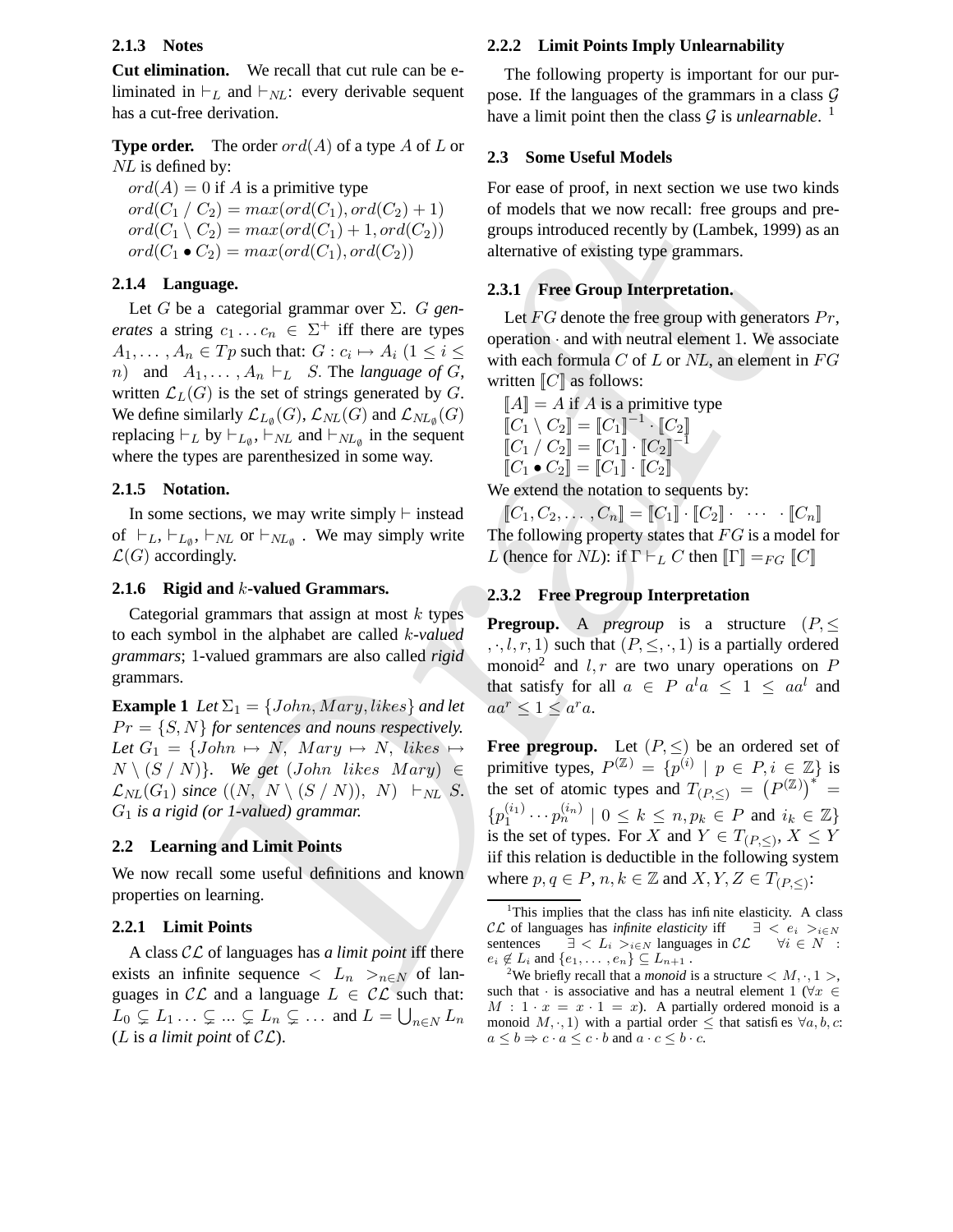### 2.1.3 Notes

**Cut elimination.** We recall that cut rule can be eliminated in $\vdash_L$ and $\vdash_{NL}$: every derivable sequent has a cut-free derivation.

**Type order.** The order $ord(A)$ of a type $A$ of $L$ or $NL$ is defined by:

$ord(A) = 0$ if $A$ is a primitive type
$ord(C_1 / C_2) = max(ord(C_1), ord(C_2) + 1)$
$ord(C_1 \setminus C_2) = max(ord(C_1) + 1, ord(C_2))$
$ord(C_1 \bullet C_2) = max(ord(C_1), ord(C_2))$

### 2.1.4 Language.

Let $G$ be a categorial grammar over $\Sigma$. $G$ *generates* a string $c_1 \ldots c_n \in \Sigma^+$ iff there are types $A_1, \ldots, A_n \in Tp$ such that: $G : c_i \mapsto A_i$ $(1 \leq i \leq n)$ and $A_1, \ldots, A_n \vdash_L S$. The *language of* $G$, written $\mathcal{L}_L(G)$ is the set of strings generated by $G$. We define similarly $\mathcal{L}_{L_\emptyset}(G)$, $\mathcal{L}_{NL}(G)$ and $\mathcal{L}_{NL_\emptyset}(G)$ replacing $\vdash_L$ by $\vdash_{L_\emptyset}$, $\vdash_{NL}$ and $\vdash_{NL_\emptyset}$ in the sequent where the types are parenthesized in some way.

### 2.1.5 Notation.

In some sections, we may write simply $\vdash$ instead of $\vdash_L, \vdash_{L_\emptyset}, \vdash_{NL}$ or $\vdash_{NL_\emptyset}$. We may simply write $\mathcal{L}(G)$ accordingly.

### 2.1.6 Rigid and $k$-valued Grammars.

Categorial grammars that assign at most $k$ types to each symbol in the alphabet are called *$k$-valued grammars*; 1-valued grammars are also called *rigid* grammars.

**Example 1** *Let $\Sigma_1 = \{John, Mary, likes\}$ and let $Pr = \{S, N\}$ for sentences and nouns respectively. Let $G_1 = \{John \mapsto N,\ Mary \mapsto N,\ likes \mapsto N \setminus (S / N)\}$. We get $(John\ \ likes\ \ Mary) \in \mathcal{L}_{NL}(G_1)$ since $((N,\ N \setminus (S / N)),\ N) \vdash_{NL} S$. $G_1$ is a rigid (or 1-valued) grammar.*

## 2.2 Learning and Limit Points

We now recall some useful definitions and known properties on learning.

### 2.2.1 Limit Points

A class $\mathcal{CL}$ of languages has *a limit point* iff there exists an infinite sequence $< L_n >_{n \in N}$ of languages in $\mathcal{CL}$ and a language $L \in \mathcal{CL}$ such that: $L_0 \subsetneq L_1 \ldots \subsetneq \ldots \subsetneq L_n \subsetneq \ldots$ and $L = \bigcup_{n \in N} L_n$ ($L$ is *a limit point* of $\mathcal{CL}$).

### 2.2.2 Limit Points Imply Unlearnability

The following property is important for our purpose. If the languages of the grammars in a class $\mathcal{G}$ have a limit point then the class $\mathcal{G}$ is *unlearnable*. [1]

## 2.3 Some Useful Models

For ease of proof, in next section we use two kinds of models that we now recall: free groups and pregroups introduced recently by (Lambek, 1999) as an alternative of existing type grammars.

### 2.3.1 Free Group Interpretation.

Let $FG$ denote the free group with generators $Pr$, operation $\cdot$ and with neutral element 1. We associate with each formula $C$ of $L$ or $NL$, an element in $FG$ written $[\![C]\!]$ as follows:

$[\![A]\!] = A$ if $A$ is a primitive type
$[\![C_1 \setminus C_2]\!] = [\![C_1]\!]^{-1} \cdot [\![C_2]\!]$
$[\![C_1 / C_2]\!] = [\![C_1]\!] \cdot [\![C_2]\!]^{-1}$
$[\![C_1 \bullet C_2]\!] = [\![C_1]\!] \cdot [\![C_2]\!]$

We extend the notation to sequents by:

$[\![C_1, C_2, \ldots, C_n]\!] = [\![C_1]\!] \cdot [\![C_2]\!] \cdot \cdots \cdot [\![C_n]\!]$

The following property states that $FG$ is a model for $L$ (hence for $NL$): if $\Gamma \vdash_L C$ then $[\![\Gamma]\!] =_{FG} [\![C]\!]$

### 2.3.2 Free Pregroup Interpretation

**Pregroup.** A *pregroup* is a structure $(P, \leq, \cdot, l, r, 1)$ such that $(P, \leq, \cdot, 1)$ is a partially ordered monoid[2] and $l, r$ are two unary operations on $P$ that satisfy for all $a \in P$ $a^l a \leq 1 \leq a a^l$ and $a a^r \leq 1 \leq a^r a$.

**Free pregroup.** Let $(P, \leq)$ be an ordered set of primitive types, $P^{(\mathbb{Z})} = \{p^{(i)} \mid p \in P, i \in \mathbb{Z}\}$ is the set of atomic types and $T_{(P,\leq)} = \left(P^{(\mathbb{Z})}\right)^* = \{p_1^{(i_1)} \cdots p_n^{(i_n)} \mid 0 \leq k \leq n, p_k \in P \text{ and } i_k \in \mathbb{Z}\}$ is the set of types. For $X$ and $Y \in T_{(P,\leq)}$, $X \leq Y$ iif this relation is deductible in the following system where $p, q \in P$, $n, k \in \mathbb{Z}$ and $X, Y, Z \in T_{(P,\leq)}$:

---

[1] This implies that the class has infinite elasticity. A class $\mathcal{CL}$ of languages has *infinite elasticity* iff $\exists < e_i >_{i \in N}$ sentences $\exists < L_i >_{i \in N}$ languages in $\mathcal{CL}$ $\forall i \in N$ : $e_i \notin L_i$ and $\{e_1, \ldots, e_n\} \subseteq L_{n+1}$ .

[2] We briefly recall that a *monoid* is a structure $< M, \cdot, 1 >$, such that $\cdot$ is associative and has a neutral element 1 ($\forall x \in M : 1 \cdot x = x \cdot 1 = x$). A partially ordered monoid is a monoid $M, \cdot, 1)$ with a partial order $\leq$ that satisfies $\forall a, b, c$: $a \leq b \Rightarrow c \cdot a \leq c \cdot b$ and $a \cdot c \leq b \cdot c$.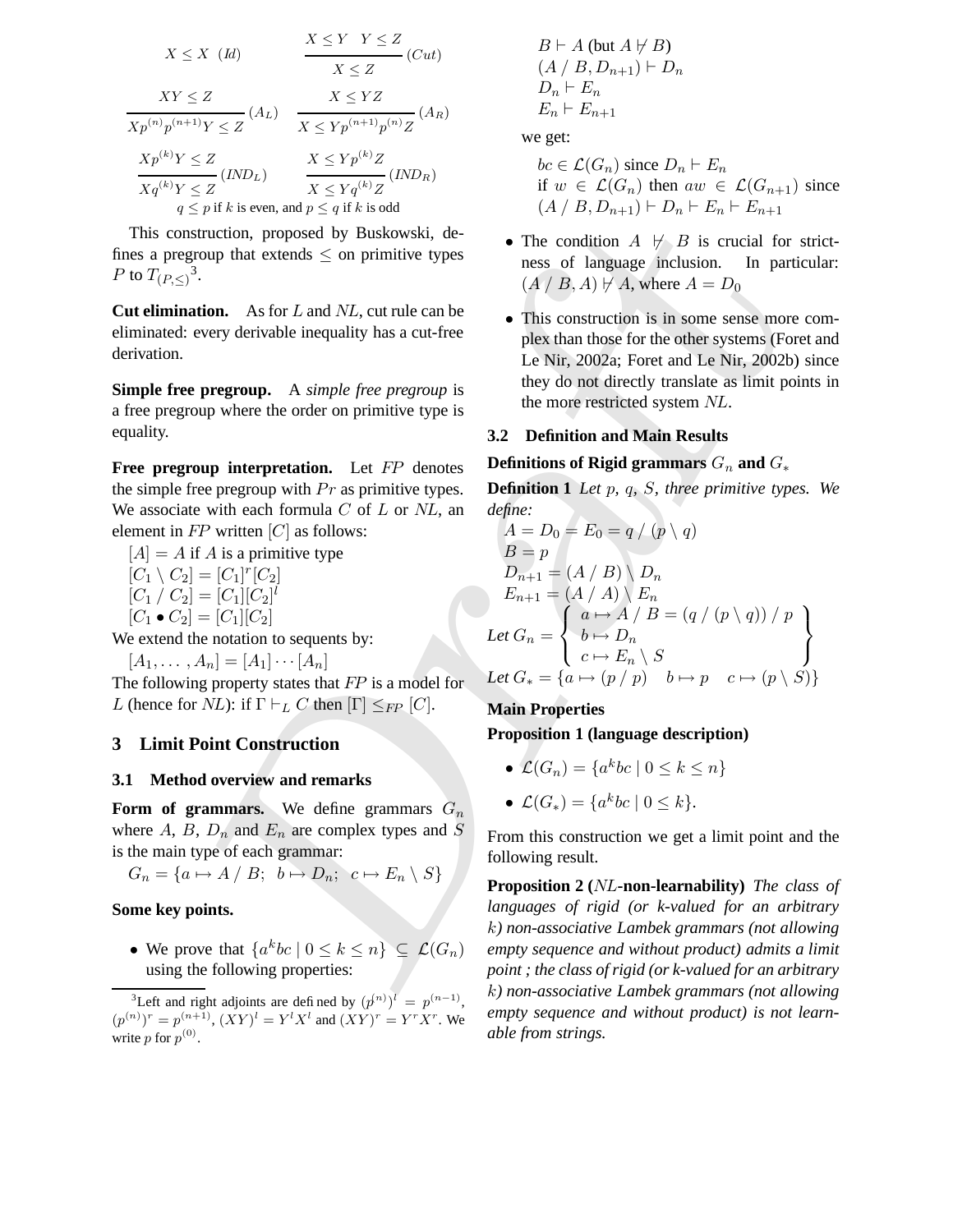$$\frac{}{X \leq X}\ (Id) \qquad \frac{X \leq Y \quad Y \leq Z}{X \leq Z}\ (Cut)$$

$$\frac{XY \leq Z}{Xp^{(n)}p^{(n+1)}Y \leq Z}\ (A_L) \qquad \frac{X \leq YZ}{X \leq Yp^{(n+1)}p^{(n)}Z}\ (A_R)$$

$$\frac{Xp^{(k)}Y \leq Z}{Xq^{(k)}Y \leq Z}\ (IND_L) \qquad \frac{X \leq Yp^{(k)}Z}{X \leq Yq^{(k)}Z}\ (IND_R)$$

$q \leq p$ if $k$ is even, and $p \leq q$ if $k$ is odd

This construction, proposed by Buskowski, defines a pregroup that extends $\leq$ on primitive types $P$ to $T_{(P,\leq)}$[3].

**Cut elimination.** As for $L$ and $NL$, cut rule can be eliminated: every derivable inequality has a cut-free derivation.

**Simple free pregroup.** A *simple free pregroup* is a free pregroup where the order on primitive type is equality.

**Free pregroup interpretation.** Let $FP$ denotes the simple free pregroup with $Pr$ as primitive types. We associate with each formula $C$ of $L$ or $NL$, an element in $FP$ written $[C]$ as follows:

$[A] = A$ if $A$ is a primitive type
$[C_1 \setminus C_2] = [C_1]^r[C_2]$
$[C_1 \,/\, C_2] = [C_1][C_2]^l$
$[C_1 \bullet C_2] = [C_1][C_2]$

We extend the notation to sequents by:
$[A_1, \ldots, A_n] = [A_1] \cdots [A_n]$

The following property states that $FP$ is a model for $L$ (hence for $NL$): if $\Gamma \vdash_L C$ then $[\Gamma] \leq_{FP} [C]$.

## 3 Limit Point Construction

### 3.1 Method overview and remarks

**Form of grammars.** We define grammars $G_n$ where $A$, $B$, $D_n$ and $E_n$ are complex types and $S$ is the main type of each grammar:

$G_n = \{a \mapsto A \,/\, B;\ \ b \mapsto D_n;\ \ c \mapsto E_n \setminus S\}$

**Some key points.**

- We prove that $\{a^k bc \mid 0 \leq k \leq n\} \subseteq \mathcal{L}(G_n)$ using the following properties:

  $B \vdash A$ (but $A \not\vdash B$)
  $(A \,/\, B, D_{n+1}) \vdash D_n$
  $D_n \vdash E_n$
  $E_n \vdash E_{n+1}$

  we get:

  $bc \in \mathcal{L}(G_n)$ since $D_n \vdash E_n$
  if $w \in \mathcal{L}(G_n)$ then $aw \in \mathcal{L}(G_{n+1})$ since $(A \,/\, B, D_{n+1}) \vdash D_n \vdash E_n \vdash E_{n+1}$

- The condition $A \not\vdash B$ is crucial for strictness of language inclusion. In particular: $(A \,/\, B, A) \not\vdash A$, where $A = D_0$

- This construction is in some sense more complex than those for the other systems (Foret and Le Nir, 2002a; Foret and Le Nir, 2002b) since they do not directly translate as limit points in the more restricted system $NL$.

### 3.2 Definition and Main Results

**Definitions of Rigid grammars $G_n$ and $G_*$**

**Definition 1** *Let $p$, $q$, $S$, three primitive types. We define:*

$A = D_0 = E_0 = q \,/\, (p \setminus q)$
$B = p$
$D_{n+1} = (A \,/\, B) \setminus D_n$
$E_{n+1} = (A \,/\, A) \setminus E_n$

*Let* $G_n = \left\{ \begin{array}{l} a \mapsto A \,/\, B = (q \,/\, (p \setminus q)) \,/\, p \\ b \mapsto D_n \\ c \mapsto E_n \setminus S \end{array} \right\}$

*Let* $G_* = \{a \mapsto (p \,/\, p) \quad b \mapsto p \quad c \mapsto (p \setminus S)\}$

**Main Properties**

**Proposition 1 (language description)**

- $\mathcal{L}(G_n) = \{a^k bc \mid 0 \leq k \leq n\}$
- $\mathcal{L}(G_*) = \{a^k bc \mid 0 \leq k\}$.

From this construction we get a limit point and the following result.

**Proposition 2 ($NL$-non-learnability)** *The class of languages of rigid (or k-valued for an arbitrary $k$) non-associative Lambek grammars (not allowing empty sequence and without product) admits a limit point ; the class of rigid (or k-valued for an arbitrary $k$) non-associative Lambek grammars (not allowing empty sequence and without product) is not learnable from strings.*

---

[3] Left and right adjoints are defined by $(p^{(n)})^l = p^{(n-1)}$, $(p^{(n)})^r = p^{(n+1)}$, $(XY)^l = Y^l X^l$ and $(XY)^r = Y^r X^r$. We write $p$ for $p^{(0)}$.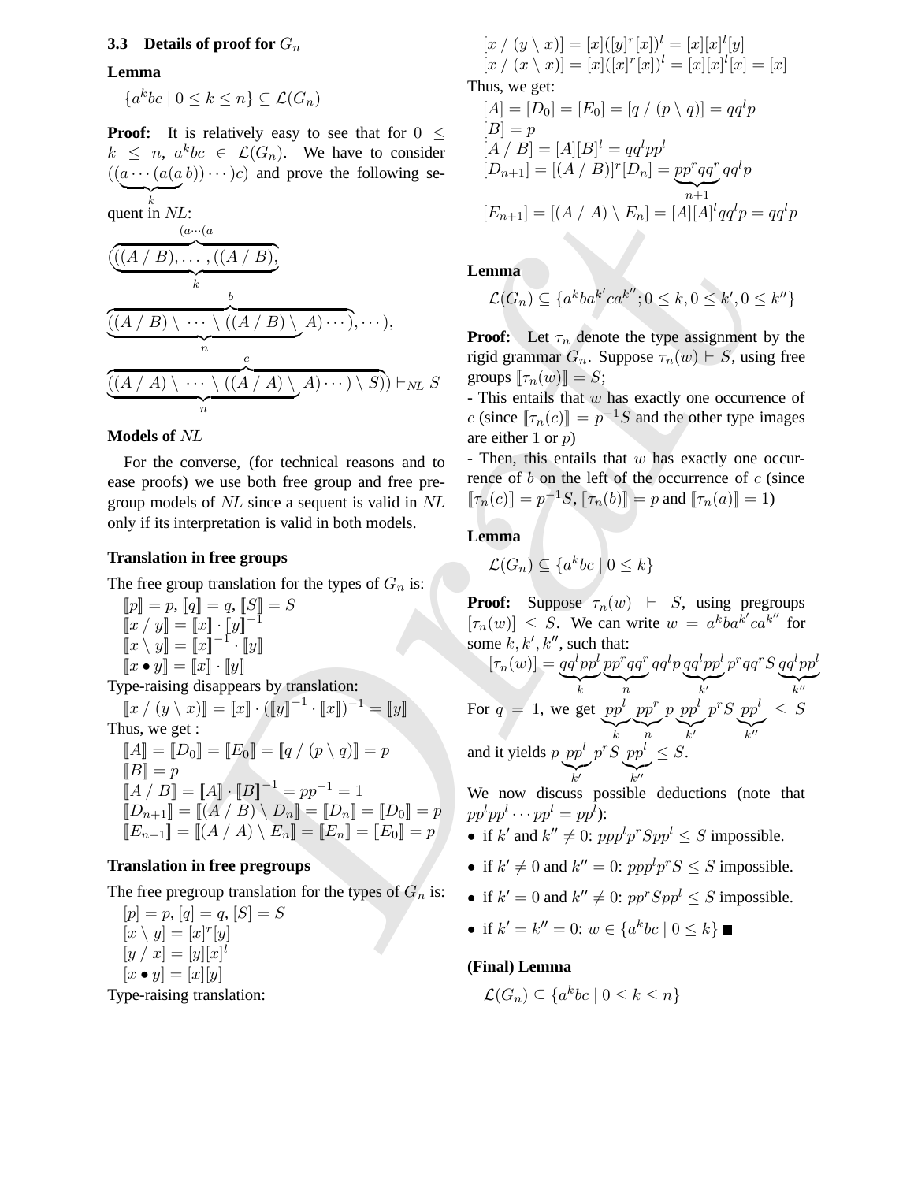### 3.3 Details of proof for $G_n$

**Lemma**

$$\{a^k bc \mid 0 \leq k \leq n\} \subseteq \mathcal{L}(G_n)$$

**Proof:** It is relatively easy to see that for $0 \leq k \leq n$, $a^k bc \in \mathcal{L}(G_n)$. We have to consider $((\underbrace{a \cdots (a(a}_{k}\, b)) \cdots )c)$ and prove the following sequent in $NL$:

$$\overbrace{(\underbrace{((A\,/\,B), \ldots, ((A\,/\,B),}_{k}}^{(a\cdots(a}$$

$$\overbrace{\underbrace{((A\,/\,B) \setminus \cdots \setminus ((A\,/\,B) \setminus}_{n} A) \cdots),}^{b} \cdots),$$

$$\overbrace{\underbrace{((A\,/\,A) \setminus \cdots \setminus ((A\,/\,A) \setminus}_{n} A) \cdots ) \setminus S))}^{c} \vdash_{NL} S$$

**Models of** $NL$

For the converse, (for technical reasons and to ease proofs) we use both free group and free pregroup models of $NL$ since a sequent is valid in $NL$ only if its interpretation is valid in both models.

**Translation in free groups**

The free group translation for the types of $G_n$ is:

$[\![p]\!] = p$, $[\![q]\!] = q$, $[\![S]\!] = S$
$[\![x\,/\,y]\!] = [\![x]\!] \cdot [\![y]\!]^{-1}$
$[\![x \setminus y]\!] = [\![x]\!]^{-1} \cdot [\![y]\!]$
$[\![x \bullet y]\!] = [\![x]\!] \cdot [\![y]\!]$

Type-raising disappears by translation:

$[\![x\,/\,(y \setminus x)]\!] = [\![x]\!] \cdot ([\![y]\!]^{-1} \cdot [\![x]\!])^{-1} = [\![y]\!]$

Thus, we get :

$[\![A]\!] = [\![D_0]\!] = [\![E_0]\!] = [\![q\,/\,(p \setminus q)]\!] = p$
$[\![B]\!] = p$
$[\![A\,/\,B]\!] = [\![A]\!] \cdot [\![B]\!]^{-1} = pp^{-1} = 1$
$[\![D_{n+1}]\!] = [\![(A\,/\,B) \setminus D_n]\!] = [\![D_n]\!] = [\![D_0]\!] = p$
$[\![E_{n+1}]\!] = [\![(A\,/\,A) \setminus E_n]\!] = [\![E_n]\!] = [\![E_0]\!] = p$

**Translation in free pregroups**

The free pregroup translation for the types of $G_n$ is:

$[p] = p$, $[q] = q$, $[S] = S$
$[x \setminus y] = [x]^r[y]$
$[y\,/\,x] = [y][x]^l$
$[x \bullet y] = [x][y]$

Type-raising translation:

$[x\,/\,(y \setminus x)] = [x]([y]^r[x])^l = [x][x]^l[y]$
$[x\,/\,(x \setminus x)] = [x]([x]^r[x])^l = [x][x]^l[x] = [x]$

Thus, we get:

$[A] = [D_0] = [E_0] = [q\,/\,(p \setminus q)] = qq^l p$
$[B] = p$
$[A\,/\,B] = [A][B]^l = qq^l pp^l$
$[D_{n+1}] = [(A\,/\,B)]^r[D_n] = \underbrace{pp^r qq^r}_{n+1} qq^l p$
$[E_{n+1}] = [(A\,/\,A) \setminus E_n] = [A][A]^l qq^l p = qq^l p$

**Lemma**

$$\mathcal{L}(G_n) \subseteq \{a^k ba^{k'} ca^{k''}; 0 \leq k, 0 \leq k', 0 \leq k''\}$$

**Proof:** Let $\tau_n$ denote the type assignment by the rigid grammar $G_n$. Suppose $\tau_n(w) \vdash S$, using free groups $[\![\tau_n(w)]\!] = S$;

- This entails that $w$ has exactly one occurrence of $c$ (since $[\![\tau_n(c)]\!] = p^{-1}S$ and the other type images are either 1 or $p$)

- Then, this entails that $w$ has exactly one occurrence of $b$ on the left of the occurrence of $c$ (since $[\![\tau_n(c)]\!] = p^{-1}S$, $[\![\tau_n(b)]\!] = p$ and $[\![\tau_n(a)]\!] = 1$)

**Lemma**

$$\mathcal{L}(G_n) \subseteq \{a^k bc \mid 0 \leq k\}$$

**Proof:** Suppose $\tau_n(w) \vdash S$, using pregroups $[\tau_n(w)] \leq S$. We can write $w = a^k ba^{k'} ca^{k''}$ for some $k, k', k''$, such that:

$$[\tau_n(w)] = \underbrace{qq^l pp^l}_{k} \underbrace{pp^r qq^r}_{n} qq^l p \underbrace{qq^l pp^l}_{k'} p^r qq^r S \underbrace{qq^l pp^l}_{k''}$$

For $q = 1$, we get $\underbrace{pp^l}_{k} \underbrace{pp^r}_{n} p \underbrace{pp^l}_{k'} p^r S \underbrace{pp^l}_{k''} \leq S$

and it yields $p \underbrace{pp^l}_{k'} p^r S \underbrace{pp^l}_{k''} \leq S$.

We now discuss possible deductions (note that $pp^l pp^l \cdots pp^l = pp^l$):

- if $k'$ and $k'' \neq 0$: $ppp^l p^r Spp^l \leq S$ impossible.
- if $k' \neq 0$ and $k'' = 0$: $ppp^l p^r S \leq S$ impossible.
- if $k' = 0$ and $k'' \neq 0$: $pp^r Spp^l \leq S$ impossible.
- if $k' = k'' = 0$: $w \in \{a^k bc \mid 0 \leq k\}$ ∎

**(Final) Lemma**

$$\mathcal{L}(G_n) \subseteq \{a^k bc \mid 0 \leq k \leq n\}$$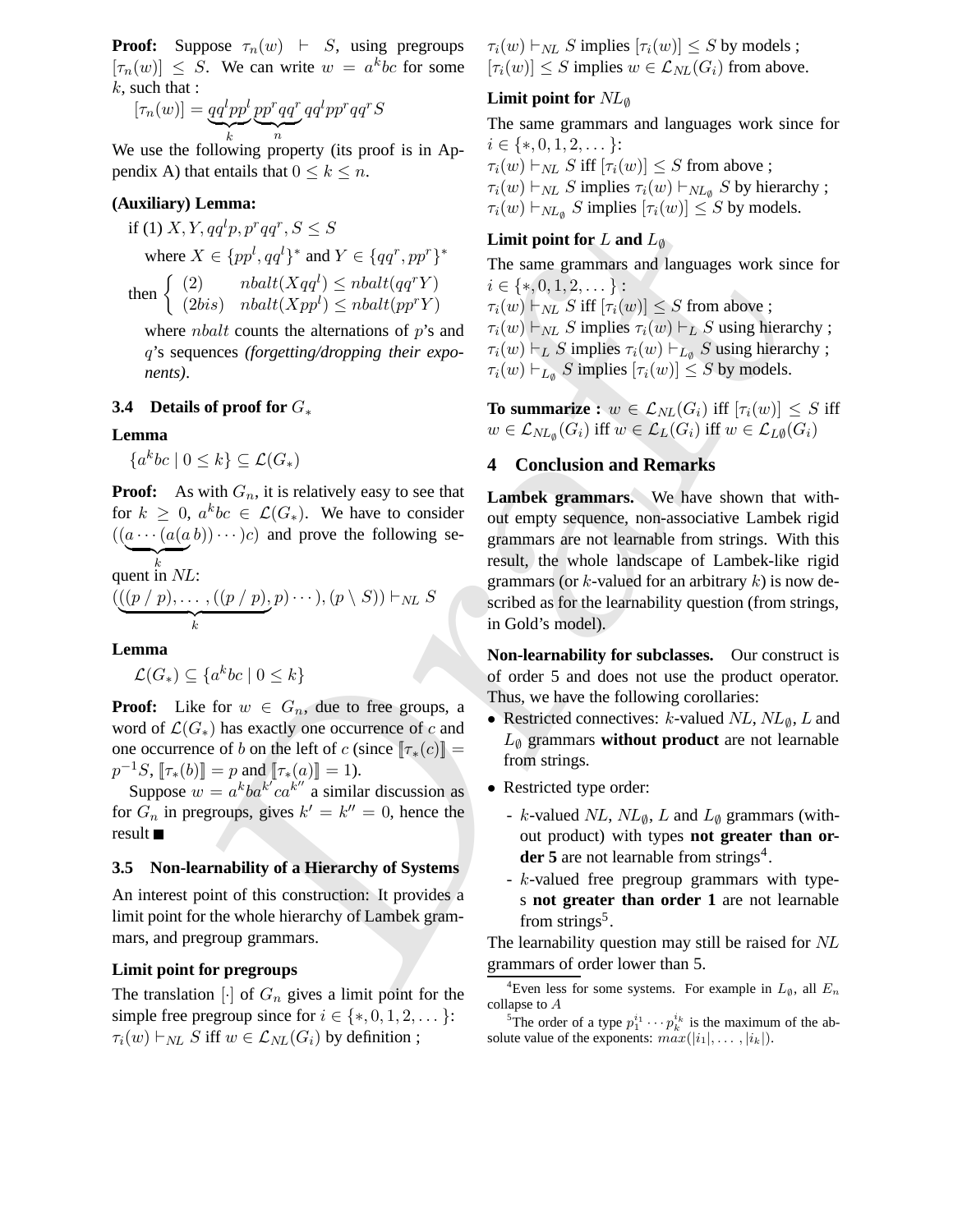**Proof:** Suppose $\tau_n(w) \vdash S$, using pregroups $[\tau_n(w)] \leq S$. We can write $w = a^k bc$ for some $k$, such that :

$$[\tau_n(w)] = \underbrace{qq^l pp^l}_{k} \underbrace{pp^r qq^r}_{n} qq^l pp^r qq^r S$$

We use the following property (its proof is in Appendix A) that entails that $0 \leq k \leq n$.

**(Auxiliary) Lemma:**

if (1) $X, Y, qq^l p, p^r qq^r, S \leq S$

where $X \in \{pp^l, qq^l\}^*$ and $Y \in \{qq^r, pp^r\}^*$

then $\begin{cases} (2) & nbalt(Xqq^l) \leq nbalt(qq^r Y) \\ (2bis) & nbalt(Xpp^l) \leq nbalt(pp^r Y) \end{cases}$

where $nbalt$ counts the alternations of $p$'s and $q$'s sequences *(forgetting/dropping their exponents)*.

### 3.4 Details of proof for $G_*$

**Lemma**

$\{a^k bc \mid 0 \leq k\} \subseteq \mathcal{L}(G_*)$

**Proof:** As with $G_n$, it is relatively easy to see that for $k \geq 0$, $a^k bc \in \mathcal{L}(G_*)$. We have to consider $((\underbrace{a \cdots (a(a}_{k} b)) \cdots)c)$ and prove the following sequent in $NL$:

$$((\underbrace{(p \,/\, p), \ldots, ((p \,/\, p)}_{k}, p) \cdots), (p \setminus S)) \vdash_{NL} S$$

**Lemma**

$\mathcal{L}(G_*) \subseteq \{a^k bc \mid 0 \leq k\}$

**Proof:** Like for $w \in G_n$, due to free groups, a word of $\mathcal{L}(G_*)$ has exactly one occurrence of $c$ and one occurrence of $b$ on the left of $c$ (since $[\![\tau_*(c)]\!] = p^{-1}S$, $[\![\tau_*(b)]\!] = p$ and $[\![\tau_*(a)]\!] = 1$).

Suppose $w = a^k ba^{k'} ca^{k''}$ a similar discussion as for $G_n$ in pregroups, gives $k' = k'' = 0$, hence the result ■

### 3.5 Non-learnability of a Hierarchy of Systems

An interest point of this construction: It provides a limit point for the whole hierarchy of Lambek grammars, and pregroup grammars.

**Limit point for pregroups**

The translation $[\cdot]$ of $G_n$ gives a limit point for the simple free pregroup since for $i \in \{*, 0, 1, 2, \ldots\}$:
$\tau_i(w) \vdash_{NL} S$ iff $w \in \mathcal{L}_{NL}(G_i)$ by definition ;
$\tau_i(w) \vdash_{NL} S$ implies $[\tau_i(w)] \leq S$ by models ;
$[\tau_i(w)] \leq S$ implies $w \in \mathcal{L}_{NL}(G_i)$ from above.

**Limit point for $NL_\emptyset$**

The same grammars and languages work since for $i \in \{*, 0, 1, 2, \ldots\}$:
$\tau_i(w) \vdash_{NL} S$ iff $[\tau_i(w)] \leq S$ from above ;
$\tau_i(w) \vdash_{NL} S$ implies $\tau_i(w) \vdash_{NL_\emptyset} S$ by hierarchy ;
$\tau_i(w) \vdash_{NL_\emptyset} S$ implies $[\tau_i(w)] \leq S$ by models.

**Limit point for $L$ and $L_\emptyset$**

The same grammars and languages work since for $i \in \{*, 0, 1, 2, \ldots\}$ :
$\tau_i(w) \vdash_{NL} S$ iff $[\tau_i(w)] \leq S$ from above ;
$\tau_i(w) \vdash_{NL} S$ implies $\tau_i(w) \vdash_{L} S$ using hierarchy ;
$\tau_i(w) \vdash_{L} S$ implies $\tau_i(w) \vdash_{L_\emptyset} S$ using hierarchy ;
$\tau_i(w) \vdash_{L_\emptyset} S$ implies $[\tau_i(w)] \leq S$ by models.

**To summarize :** $w \in \mathcal{L}_{NL}(G_i)$ iff $[\tau_i(w)] \leq S$ iff $w \in \mathcal{L}_{NL_\emptyset}(G_i)$ iff $w \in \mathcal{L}_{L}(G_i)$ iff $w \in \mathcal{L}_{L\emptyset}(G_i)$

## 4 Conclusion and Remarks

**Lambek grammars.** We have shown that without empty sequence, non-associative Lambek rigid grammars are not learnable from strings. With this result, the whole landscape of Lambek-like rigid grammars (or $k$-valued for an arbitrary $k$) is now described as for the learnability question (from strings, in Gold's model).

**Non-learnability for subclasses.** Our construct is of order 5 and does not use the product operator. Thus, we have the following corollaries:

- Restricted connectives: $k$-valued $NL$, $NL_\emptyset$, $L$ and $L_\emptyset$ grammars **without product** are not learnable from strings.
- Restricted type order:
  - $k$-valued $NL$, $NL_\emptyset$, $L$ and $L_\emptyset$ grammars (without product) with types **not greater than order 5** are not learnable from strings[4].
  - $k$-valued free pregroup grammars with types **not greater than order 1** are not learnable from strings[5].

The learnability question may still be raised for $NL$ grammars of order lower than 5.

[4] Even less for some systems. For example in $L_\emptyset$, all $E_n$ collapse to $A$

[5] The order of a type $p_1^{i_1} \cdots p_k^{i_k}$ is the maximum of the absolute value of the exponents: $max(|i_1|, \ldots, |i_k|)$.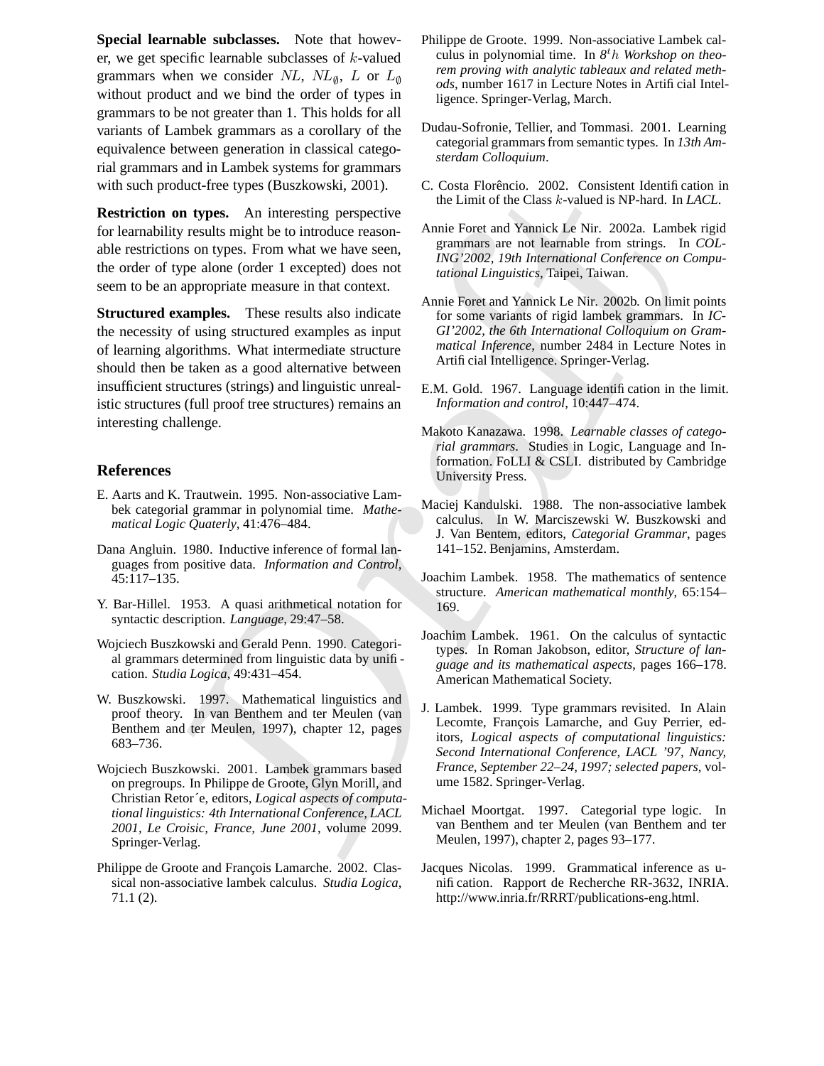**Special learnable subclasses.** Note that however, we get specific learnable subclasses of $k$-valued grammars when we consider $NL$, $NL_\emptyset$, $L$ or $L_\emptyset$ without product and we bind the order of types in grammars to be not greater than 1. This holds for all variants of Lambek grammars as a corollary of the equivalence between generation in classical categorial grammars and in Lambek systems for grammars with such product-free types (Buszkowski, 2001).

**Restriction on types.** An interesting perspective for learnability results might be to introduce reasonable restrictions on types. From what we have seen, the order of type alone (order 1 excepted) does not seem to be an appropriate measure in that context.

**Structured examples.** These results also indicate the necessity of using structured examples as input of learning algorithms. What intermediate structure should then be taken as a good alternative between insufficient structures (strings) and linguistic unrealistic structures (full proof tree structures) remains an interesting challenge.

## References

E. Aarts and K. Trautwein. 1995. Non-associative Lambek categorial grammar in polynomial time. *Mathematical Logic Quaterly*, 41:476–484.

Dana Angluin. 1980. Inductive inference of formal languages from positive data. *Information and Control*, 45:117–135.

Y. Bar-Hillel. 1953. A quasi arithmetical notation for syntactic description. *Language*, 29:47–58.

Wojciech Buszkowski and Gerald Penn. 1990. Categorial grammars determined from linguistic data by unification. *Studia Logica*, 49:431–454.

W. Buszkowski. 1997. Mathematical linguistics and proof theory. In van Benthem and ter Meulen (van Benthem and ter Meulen, 1997), chapter 12, pages 683–736.

Wojciech Buszkowski. 2001. Lambek grammars based on pregroups. In Philippe de Groote, Glyn Morill, and Christian Retor´e, editors, *Logical aspects of computational linguistics: 4th International Conference, LACL 2001, Le Croisic, France, June 2001*, volume 2099. Springer-Verlag.

Philippe de Groote and François Lamarche. 2002. Classical non-associative lambek calculus. *Studia Logica*, 71.1 (2).

Philippe de Groote. 1999. Non-associative Lambek calculus in polynomial time. In *$8^th$ Workshop on theorem proving with analytic tableaux and related methods*, number 1617 in Lecture Notes in Artificial Intelligence. Springer-Verlag, March.

Dudau-Sofronie, Tellier, and Tommasi. 2001. Learning categorial grammars from semantic types. In *13th Amsterdam Colloquium*.

C. Costa Florêncio. 2002. Consistent Identification in the Limit of the Class $k$-valued is NP-hard. In *LACL*.

Annie Foret and Yannick Le Nir. 2002a. Lambek rigid grammars are not learnable from strings. In *COLING'2002, 19th International Conference on Computational Linguistics*, Taipei, Taiwan.

Annie Foret and Yannick Le Nir. 2002b. On limit points for some variants of rigid lambek grammars. In *ICGI'2002, the 6th International Colloquium on Grammatical Inference*, number 2484 in Lecture Notes in Artificial Intelligence. Springer-Verlag.

E.M. Gold. 1967. Language identification in the limit. *Information and control*, 10:447–474.

Makoto Kanazawa. 1998. *Learnable classes of categorial grammars*. Studies in Logic, Language and Information. FoLLI & CSLI. distributed by Cambridge University Press.

Maciej Kandulski. 1988. The non-associative lambek calculus. In W. Marciszewski W. Buszkowski and J. Van Bentem, editors, *Categorial Grammar*, pages 141–152. Benjamins, Amsterdam.

Joachim Lambek. 1958. The mathematics of sentence structure. *American mathematical monthly*, 65:154–169.

Joachim Lambek. 1961. On the calculus of syntactic types. In Roman Jakobson, editor, *Structure of language and its mathematical aspects*, pages 166–178. American Mathematical Society.

J. Lambek. 1999. Type grammars revisited. In Alain Lecomte, François Lamarche, and Guy Perrier, editors, *Logical aspects of computational linguistics: Second International Conference, LACL '97, Nancy, France, September 22–24, 1997; selected papers*, volume 1582. Springer-Verlag.

Michael Moortgat. 1997. Categorial type logic. In van Benthem and ter Meulen (van Benthem and ter Meulen, 1997), chapter 2, pages 93–177.

Jacques Nicolas. 1999. Grammatical inference as unification. Rapport de Recherche RR-3632, INRIA. http://www.inria.fr/RRRT/publications-eng.html.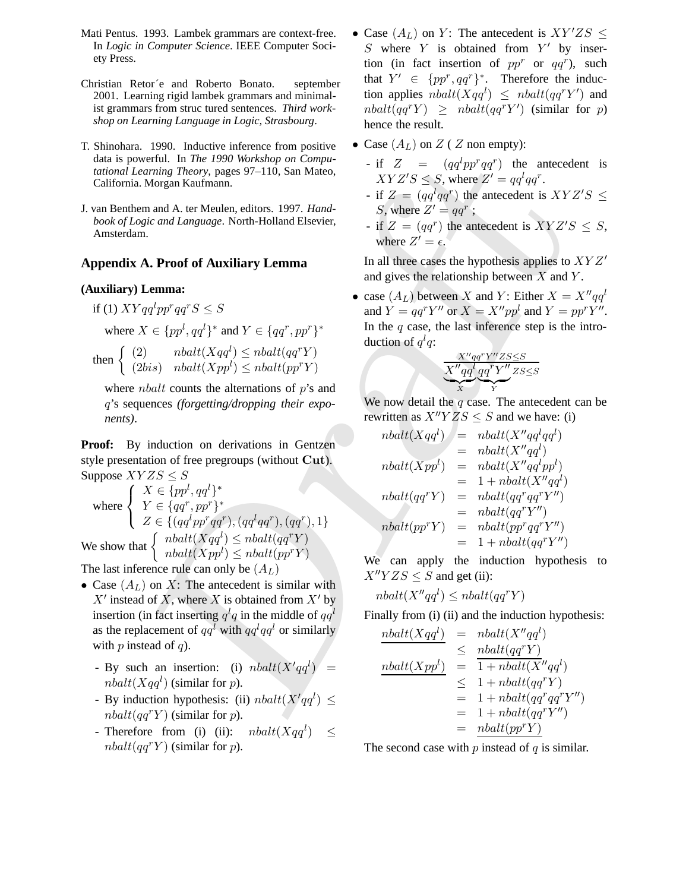Mati Pentus. 1993. Lambek grammars are context-free. In *Logic in Computer Science*. IEEE Computer Society Press.

Christian Retor´e and Roberto Bonato. september 2001. Learning rigid lambek grammars and minimalist grammars from struc tured sentences. *Third workshop on Learning Language in Logic, Strasbourg*.

T. Shinohara. 1990. Inductive inference from positive data is powerful. In *The 1990 Workshop on Computational Learning Theory*, pages 97–110, San Mateo, California. Morgan Kaufmann.

J. van Benthem and A. ter Meulen, editors. 1997. *Handbook of Logic and Language*. North-Holland Elsevier, Amsterdam.

## Appendix A. Proof of Auxiliary Lemma

**(Auxiliary) Lemma:**

if (1) $XYqq^lpp^rqq^rS \leq S$

where $X \in \{pp^l, qq^l\}^*$ and $Y \in \{qq^r, pp^r\}^*$

then $\begin{cases} (2) & nbalt(Xqq^l) \leq nbalt(qq^rY) \\ (2bis) & nbalt(Xpp^l) \leq nbalt(pp^rY) \end{cases}$

where $nbalt$ counts the alternations of $p$'s and $q$'s sequences *(forgetting/dropping their exponents)*.

**Proof:** By induction on derivations in Gentzen style presentation of free pregroups (without **Cut**). Suppose $XYZS \leq S$

where $\begin{cases} X \in \{pp^l, qq^l\}^* \\ Y \in \{qq^r, pp^r\}^* \\ Z \in \{(qq^lpp^rqq^r), (qq^lqq^r), (qq^r), 1\} \end{cases}$

We show that $\begin{cases} nbalt(Xqq^l) \leq nbalt(qq^rY) \\ nbalt(Xpp^l) \leq nbalt(pp^rY) \end{cases}$

The last inference rule can only be $(A_L)$

- Case $(A_L)$ on $X$: The antecedent is similar with $X'$ instead of $X$, where $X$ is obtained from $X'$ by insertion (in fact inserting $q^lq$ in the middle of $qq^l$ as the replacement of $qq^l$ with $qq^lqq^l$ or similarly with $p$ instead of $q$).
  - By such an insertion: (i) $nbalt(X'qq^l) = nbalt(Xqq^l)$ (similar for $p$).
  - By induction hypothesis: (ii) $nbalt(X'qq^l) \leq nbalt(qq^rY)$ (similar for $p$).
  - Therefore from (i) (ii): $nbalt(Xqq^l) \leq nbalt(qq^rY)$ (similar for $p$).
- Case $(A_L)$ on $Y$: The antecedent is $XY'ZS \leq S$ where $Y$ is obtained from $Y'$ by insertion (in fact insertion of $pp^r$ or $qq^r$), such that $Y' \in \{pp^r, qq^r\}^*$. Therefore the induction applies $nbalt(Xqq^l) \leq nbalt(qq^rY')$ and $nbalt(qq^rY) \geq nbalt(qq^rY')$ (similar for $p$) hence the result.
- Case $(A_L)$ on $Z$ ( $Z$ non empty):
  - if $Z = (qq^lpp^rqq^r)$ the antecedent is $XYZ'S \leq S$, where $Z' = qq^lqq^r$.
  - if $Z = (qq^lqq^r)$ the antecedent is $XYZ'S \leq S$, where $Z' = qq^r$ ;
  - if $Z = (qq^r)$ the antecedent is $XYZ'S \leq S$, where $Z' = \epsilon$.

  In all three cases the hypothesis applies to $XYZ'$ and gives the relationship between $X$ and $Y$.
- case $(A_L)$ between $X$ and $Y$: Either $X = X''qq^l$ and $Y = qq^rY''$ or $X = X''pp^l$ and $Y = pp^rY''$. In the $q$ case, the last inference step is the introduction of $q^lq$:

$$\frac{X''qq^rY''ZS \leq S}{\underbrace{X''qq^l}_{X}\underbrace{qq^rY''}_{Y}ZS \leq S}$$

We now detail the $q$ case. The antecedent can be rewritten as $X''YZS \leq S$ and we have: (i)

$$\begin{aligned} nbalt(Xqq^l) &= nbalt(X''qq^lqq^l) \\ &= nbalt(X''qq^l) \\ nbalt(Xpp^l) &= nbalt(X''qq^lpp^l) \\ &= 1 + nbalt(X''qq^l) \\ nbalt(qq^rY) &= nbalt(qq^rqq^rY'') \\ &= nbalt(qq^rY'') \\ nbalt(pp^rY) &= nbalt(pp^rqq^rY'') \\ &= 1 + nbalt(qq^rY'') \end{aligned}$$

We can apply the induction hypothesis to $X''YZS \leq S$ and get (ii):

$$nbalt(X''qq^l) \leq nbalt(qq^rY)$$

Finally from (i) (ii) and the induction hypothesis:

$$\begin{aligned} \underline{nbalt(Xqq^l)} &= nbalt(X''qq^l) \\ &\leq \underline{nbalt(qq^rY)} \\ \underline{nbalt(Xpp^l)} &= 1 + nbalt(X''qq^l) \\ &\leq 1 + nbalt(qq^rY) \\ &= 1 + nbalt(qq^rqq^rY'') \\ &= 1 + nbalt(qq^rY'') \\ &= \underline{nbalt(pp^rY)} \end{aligned}$$

The second case with $p$ instead of $q$ is similar.